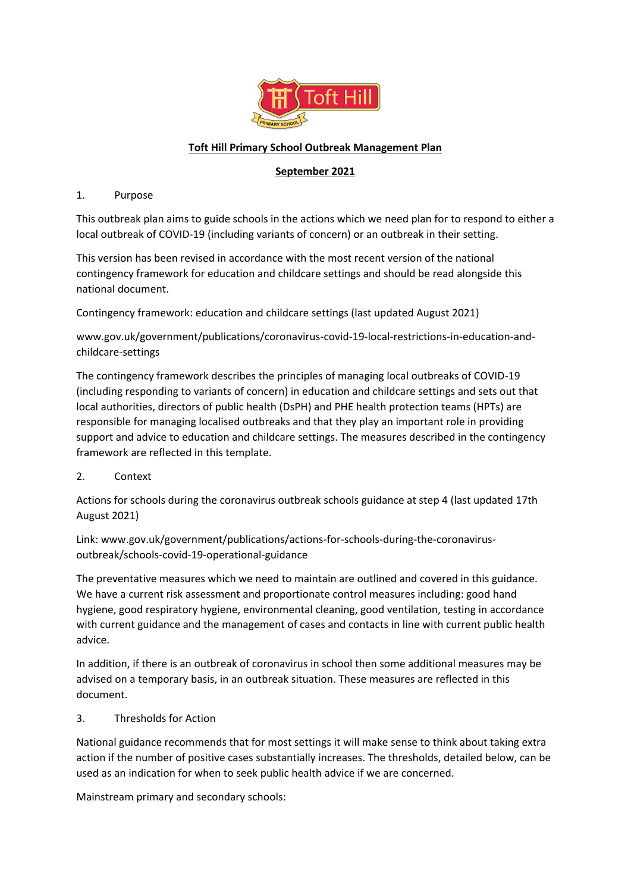# Toft Hill Primary School Outbreak Management Plan

## September 2021

1. Purpose

This outbreak plan aims to guide schools in the actions which we need plan for to respond to either a local outbreak of COVID-19 (including variants of concern) or an outbreak in their setting.

This version has been revised in accordance with the most recent version of the national contingency framework for education and childcare settings and should be read alongside this national document.

Contingency framework: education and childcare settings (last updated August 2021)

www.gov.uk/government/publications/coronavirus-covid-19-local-restrictions-in-education-and-childcare-settings

The contingency framework describes the principles of managing local outbreaks of COVID-19 (including responding to variants of concern) in education and childcare settings and sets out that local authorities, directors of public health (DsPH) and PHE health protection teams (HPTs) are responsible for managing localised outbreaks and that they play an important role in providing support and advice to education and childcare settings. The measures described in the contingency framework are reflected in this template.

2. Context

Actions for schools during the coronavirus outbreak schools guidance at step 4 (last updated 17th August 2021)

Link: www.gov.uk/government/publications/actions-for-schools-during-the-coronavirus-outbreak/schools-covid-19-operational-guidance

The preventative measures which we need to maintain are outlined and covered in this guidance. We have a current risk assessment and proportionate control measures including: good hand hygiene, good respiratory hygiene, environmental cleaning, good ventilation, testing in accordance with current guidance and the management of cases and contacts in line with current public health advice.

In addition, if there is an outbreak of coronavirus in school then some additional measures may be advised on a temporary basis, in an outbreak situation. These measures are reflected in this document.

3. Thresholds for Action

National guidance recommends that for most settings it will make sense to think about taking extra action if the number of positive cases substantially increases. The thresholds, detailed below, can be used as an indication for when to seek public health advice if we are concerned.

Mainstream primary and secondary schools: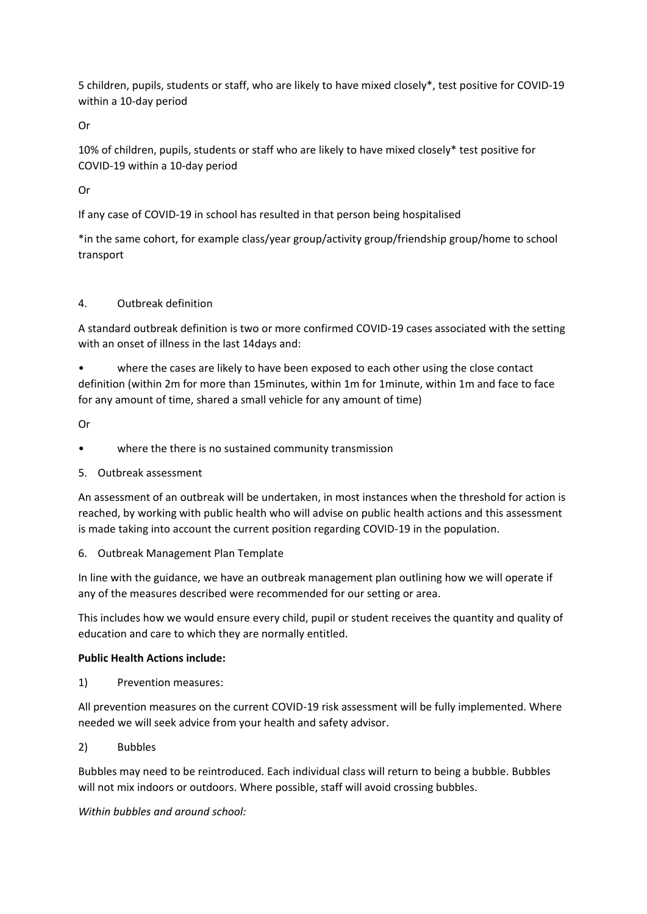5 children, pupils, students or staff, who are likely to have mixed closely*, test positive for COVID-19 within a 10-day period

Or

10% of children, pupils, students or staff who are likely to have mixed closely* test positive for COVID-19 within a 10-day period

Or

If any case of COVID-19 in school has resulted in that person being hospitalised

*in the same cohort, for example class/year group/activity group/friendship group/home to school transport

## 4. Outbreak definition

A standard outbreak definition is two or more confirmed COVID-19 cases associated with the setting with an onset of illness in the last 14days and:

- where the cases are likely to have been exposed to each other using the close contact definition (within 2m for more than 15minutes, within 1m for 1minute, within 1m and face to face for any amount of time, shared a small vehicle for any amount of time)

Or

- where the there is no sustained community transmission

## 5. Outbreak assessment

An assessment of an outbreak will be undertaken, in most instances when the threshold for action is reached, by working with public health who will advise on public health actions and this assessment is made taking into account the current position regarding COVID-19 in the population.

## 6. Outbreak Management Plan Template

In line with the guidance, we have an outbreak management plan outlining how we will operate if any of the measures described were recommended for our setting or area.

This includes how we would ensure every child, pupil or student receives the quantity and quality of education and care to which they are normally entitled.

**Public Health Actions include:**

1) Prevention measures:

All prevention measures on the current COVID-19 risk assessment will be fully implemented. Where needed we will seek advice from your health and safety advisor.

2) Bubbles

Bubbles may need to be reintroduced. Each individual class will return to being a bubble. Bubbles will not mix indoors or outdoors. Where possible, staff will avoid crossing bubbles.

*Within bubbles and around school:*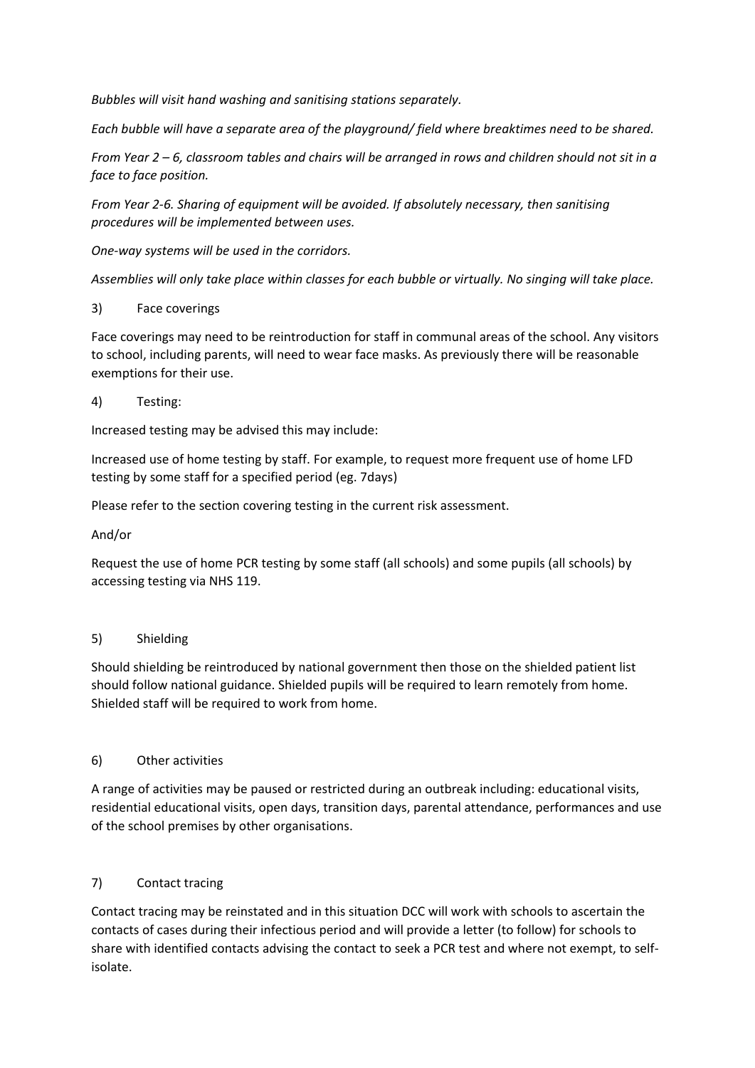*Bubbles will visit hand washing and sanitising stations separately.*

*Each bubble will have a separate area of the playground/ field where breaktimes need to be shared.*

*From Year 2 – 6, classroom tables and chairs will be arranged in rows and children should not sit in a face to face position.*

*From Year 2-6. Sharing of equipment will be avoided. If absolutely necessary, then sanitising procedures will be implemented between uses.*

*One-way systems will be used in the corridors.*

*Assemblies will only take place within classes for each bubble or virtually. No singing will take place.*

3) Face coverings

Face coverings may need to be reintroduction for staff in communal areas of the school. Any visitors to school, including parents, will need to wear face masks. As previously there will be reasonable exemptions for their use.

4) Testing:

Increased testing may be advised this may include:

Increased use of home testing by staff. For example, to request more frequent use of home LFD testing by some staff for a specified period (eg. 7days)

Please refer to the section covering testing in the current risk assessment.

And/or

Request the use of home PCR testing by some staff (all schools) and some pupils (all schools) by accessing testing via NHS 119.

5) Shielding

Should shielding be reintroduced by national government then those on the shielded patient list should follow national guidance. Shielded pupils will be required to learn remotely from home. Shielded staff will be required to work from home.

6) Other activities

A range of activities may be paused or restricted during an outbreak including: educational visits, residential educational visits, open days, transition days, parental attendance, performances and use of the school premises by other organisations.

7) Contact tracing

Contact tracing may be reinstated and in this situation DCC will work with schools to ascertain the contacts of cases during their infectious period and will provide a letter (to follow) for schools to share with identified contacts advising the contact to seek a PCR test and where not exempt, to self-isolate.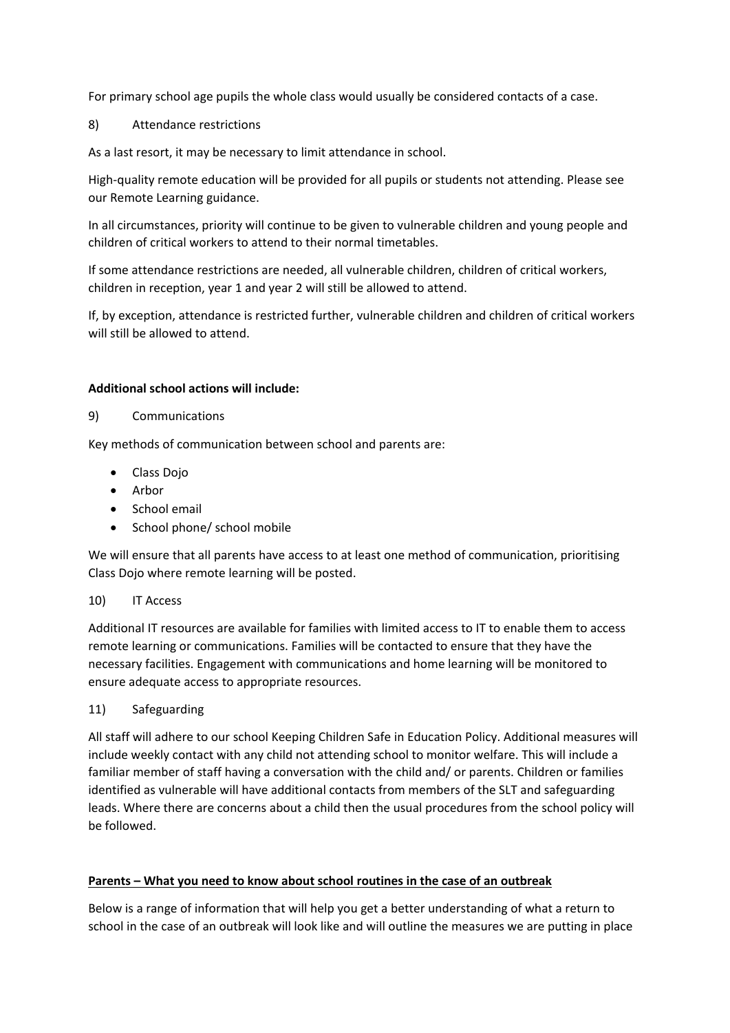For primary school age pupils the whole class would usually be considered contacts of a case.

8) Attendance restrictions

As a last resort, it may be necessary to limit attendance in school.

High-quality remote education will be provided for all pupils or students not attending. Please see our Remote Learning guidance.

In all circumstances, priority will continue to be given to vulnerable children and young people and children of critical workers to attend to their normal timetables.

If some attendance restrictions are needed, all vulnerable children, children of critical workers, children in reception, year 1 and year 2 will still be allowed to attend.

If, by exception, attendance is restricted further, vulnerable children and children of critical workers will still be allowed to attend.

**Additional school actions will include:**

9) Communications

Key methods of communication between school and parents are:

- Class Dojo
- Arbor
- School email
- School phone/ school mobile

We will ensure that all parents have access to at least one method of communication, prioritising Class Dojo where remote learning will be posted.

10) IT Access

Additional IT resources are available for families with limited access to IT to enable them to access remote learning or communications. Families will be contacted to ensure that they have the necessary facilities. Engagement with communications and home learning will be monitored to ensure adequate access to appropriate resources.

11) Safeguarding

All staff will adhere to our school Keeping Children Safe in Education Policy. Additional measures will include weekly contact with any child not attending school to monitor welfare. This will include a familiar member of staff having a conversation with the child and/ or parents. Children or families identified as vulnerable will have additional contacts from members of the SLT and safeguarding leads. Where there are concerns about a child then the usual procedures from the school policy will be followed.

**Parents – What you need to know about school routines in the case of an outbreak**

Below is a range of information that will help you get a better understanding of what a return to school in the case of an outbreak will look like and will outline the measures we are putting in place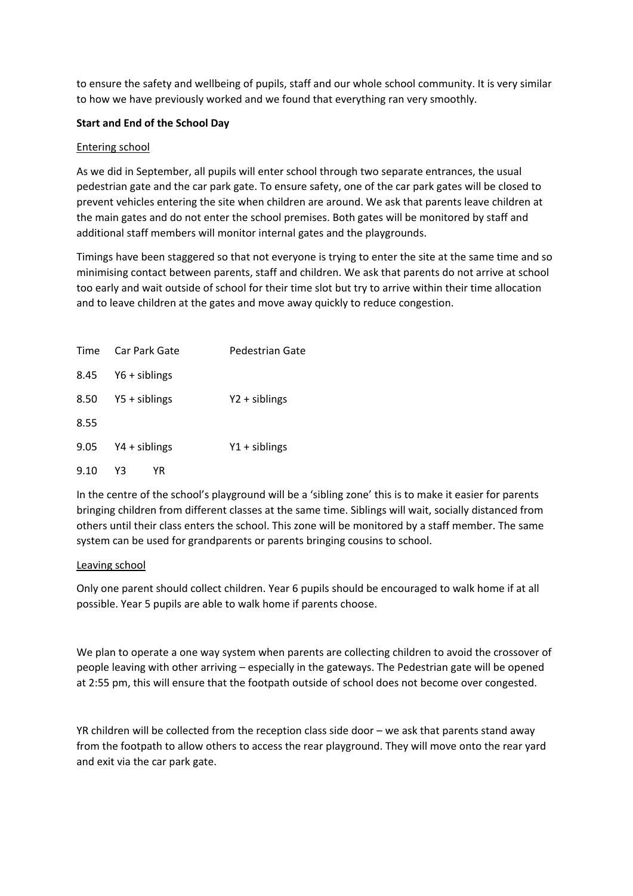to ensure the safety and wellbeing of pupils, staff and our whole school community. It is very similar to how we have previously worked and we found that everything ran very smoothly.

**Start and End of the School Day**

<u>Entering school</u>

As we did in September, all pupils will enter school through two separate entrances, the usual pedestrian gate and the car park gate. To ensure safety, one of the car park gates will be closed to prevent vehicles entering the site when children are around. We ask that parents leave children at the main gates and do not enter the school premises. Both gates will be monitored by staff and additional staff members will monitor internal gates and the playgrounds.

Timings have been staggered so that not everyone is trying to enter the site at the same time and so minimising contact between parents, staff and children. We ask that parents do not arrive at school too early and wait outside of school for their time slot but try to arrive within their time allocation and to leave children at the gates and move away quickly to reduce congestion.

| Time | Car Park Gate | Pedestrian Gate |
|---|---|---|
| 8.45 | Y6 + siblings | |
| 8.50 | Y5 + siblings | Y2 + siblings |
| 8.55 | | |
| 9.05 | Y4 + siblings | Y1 + siblings |
| 9.10 | Y3 YR | |

In the centre of the school's playground will be a 'sibling zone' this is to make it easier for parents bringing children from different classes at the same time. Siblings will wait, socially distanced from others until their class enters the school. This zone will be monitored by a staff member. The same system can be used for grandparents or parents bringing cousins to school.

<u>Leaving school</u>

Only one parent should collect children. Year 6 pupils should be encouraged to walk home if at all possible. Year 5 pupils are able to walk home if parents choose.

We plan to operate a one way system when parents are collecting children to avoid the crossover of people leaving with other arriving – especially in the gateways. The Pedestrian gate will be opened at 2:55 pm, this will ensure that the footpath outside of school does not become over congested.

YR children will be collected from the reception class side door – we ask that parents stand away from the footpath to allow others to access the rear playground. They will move onto the rear yard and exit via the car park gate.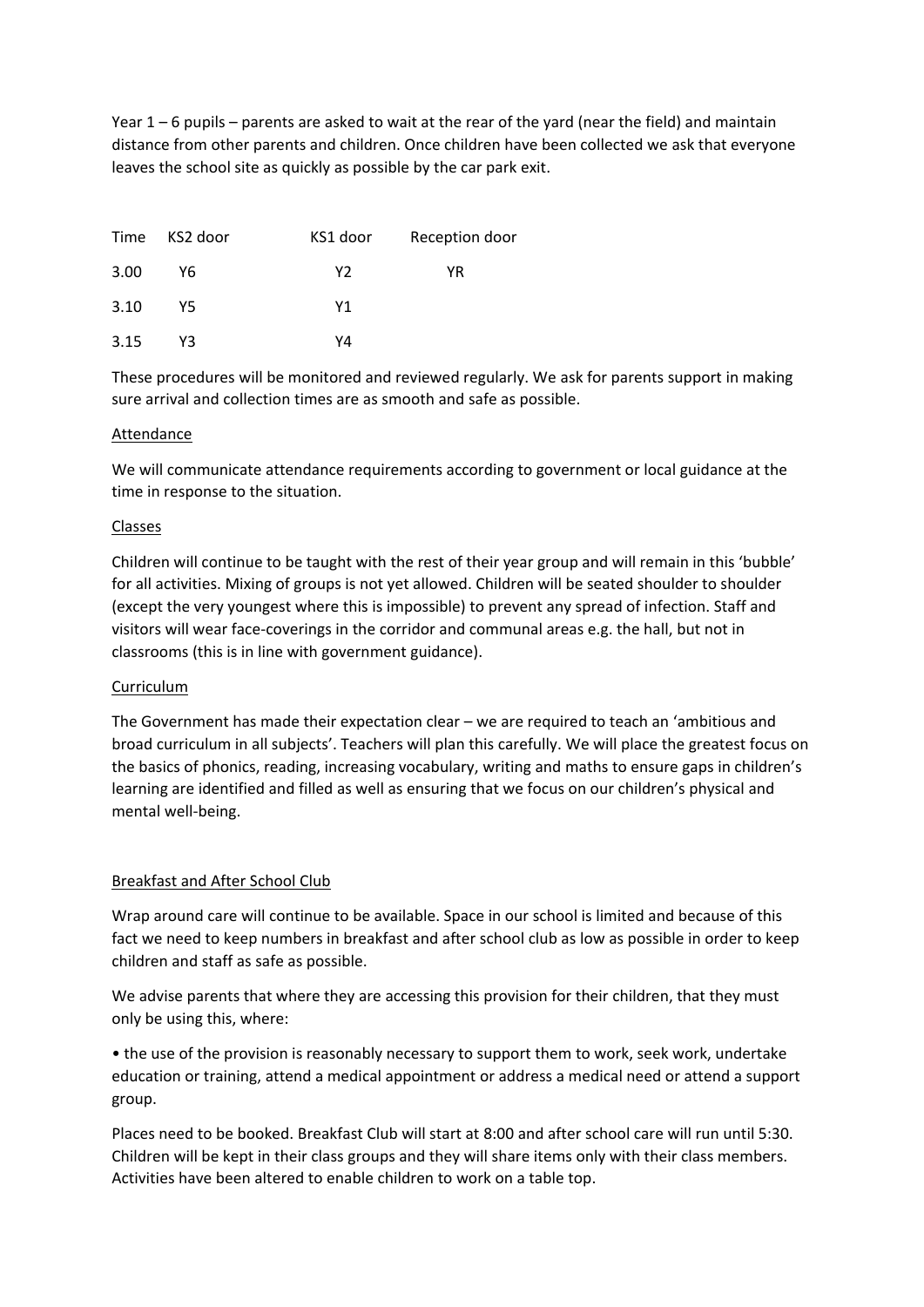Year 1 – 6 pupils – parents are asked to wait at the rear of the yard (near the field) and maintain distance from other parents and children. Once children have been collected we ask that everyone leaves the school site as quickly as possible by the car park exit.

| Time | KS2 door | KS1 door | Reception door |
|---|---|---|---|
| 3.00 | Y6 | Y2 | YR |
| 3.10 | Y5 | Y1 | |
| 3.15 | Y3 | Y4 | |

These procedures will be monitored and reviewed regularly. We ask for parents support in making sure arrival and collection times are as smooth and safe as possible.

Attendance

We will communicate attendance requirements according to government or local guidance at the time in response to the situation.

Classes

Children will continue to be taught with the rest of their year group and will remain in this 'bubble' for all activities. Mixing of groups is not yet allowed. Children will be seated shoulder to shoulder (except the very youngest where this is impossible) to prevent any spread of infection. Staff and visitors will wear face-coverings in the corridor and communal areas e.g. the hall, but not in classrooms (this is in line with government guidance).

Curriculum

The Government has made their expectation clear – we are required to teach an 'ambitious and broad curriculum in all subjects'. Teachers will plan this carefully. We will place the greatest focus on the basics of phonics, reading, increasing vocabulary, writing and maths to ensure gaps in children's learning are identified and filled as well as ensuring that we focus on our children's physical and mental well-being.

Breakfast and After School Club

Wrap around care will continue to be available. Space in our school is limited and because of this fact we need to keep numbers in breakfast and after school club as low as possible in order to keep children and staff as safe as possible.

We advise parents that where they are accessing this provision for their children, that they must only be using this, where:

• the use of the provision is reasonably necessary to support them to work, seek work, undertake education or training, attend a medical appointment or address a medical need or attend a support group.

Places need to be booked. Breakfast Club will start at 8:00 and after school care will run until 5:30. Children will be kept in their class groups and they will share items only with their class members. Activities have been altered to enable children to work on a table top.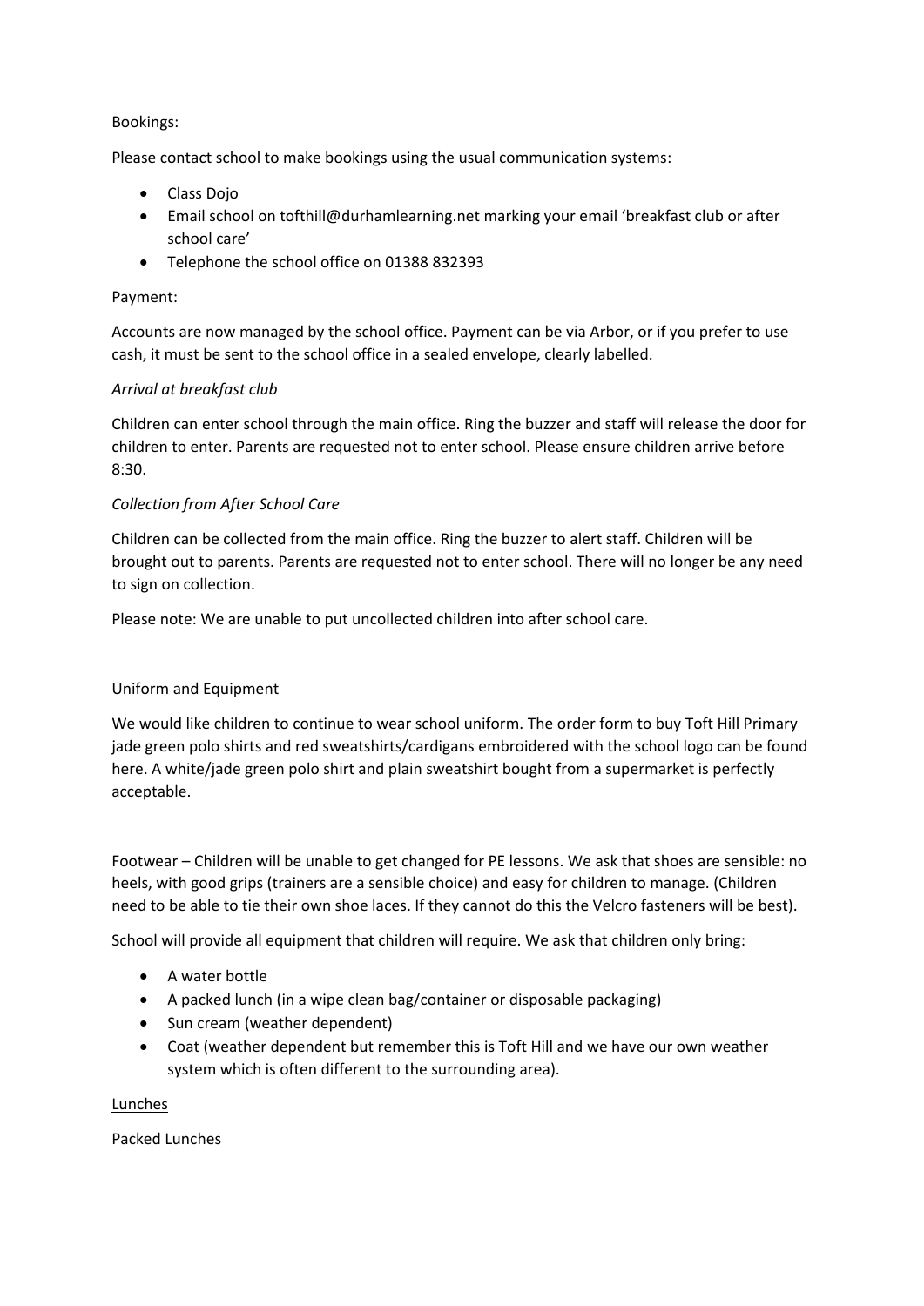Bookings:

Please contact school to make bookings using the usual communication systems:

- Class Dojo
- Email school on tofthill@durhamlearning.net marking your email 'breakfast club or after school care'
- Telephone the school office on 01388 832393

Payment:

Accounts are now managed by the school office. Payment can be via Arbor, or if you prefer to use cash, it must be sent to the school office in a sealed envelope, clearly labelled.

*Arrival at breakfast club*

Children can enter school through the main office. Ring the buzzer and staff will release the door for children to enter. Parents are requested not to enter school. Please ensure children arrive before 8:30.

*Collection from After School Care*

Children can be collected from the main office. Ring the buzzer to alert staff. Children will be brought out to parents. Parents are requested not to enter school. There will no longer be any need to sign on collection.

Please note: We are unable to put uncollected children into after school care.

## Uniform and Equipment

We would like children to continue to wear school uniform. The order form to buy Toft Hill Primary jade green polo shirts and red sweatshirts/cardigans embroidered with the school logo can be found here. A white/jade green polo shirt and plain sweatshirt bought from a supermarket is perfectly acceptable.

Footwear – Children will be unable to get changed for PE lessons. We ask that shoes are sensible: no heels, with good grips (trainers are a sensible choice) and easy for children to manage. (Children need to be able to tie their own shoe laces. If they cannot do this the Velcro fasteners will be best).

School will provide all equipment that children will require. We ask that children only bring:

- A water bottle
- A packed lunch (in a wipe clean bag/container or disposable packaging)
- Sun cream (weather dependent)
- Coat (weather dependent but remember this is Toft Hill and we have our own weather system which is often different to the surrounding area).

## Lunches

Packed Lunches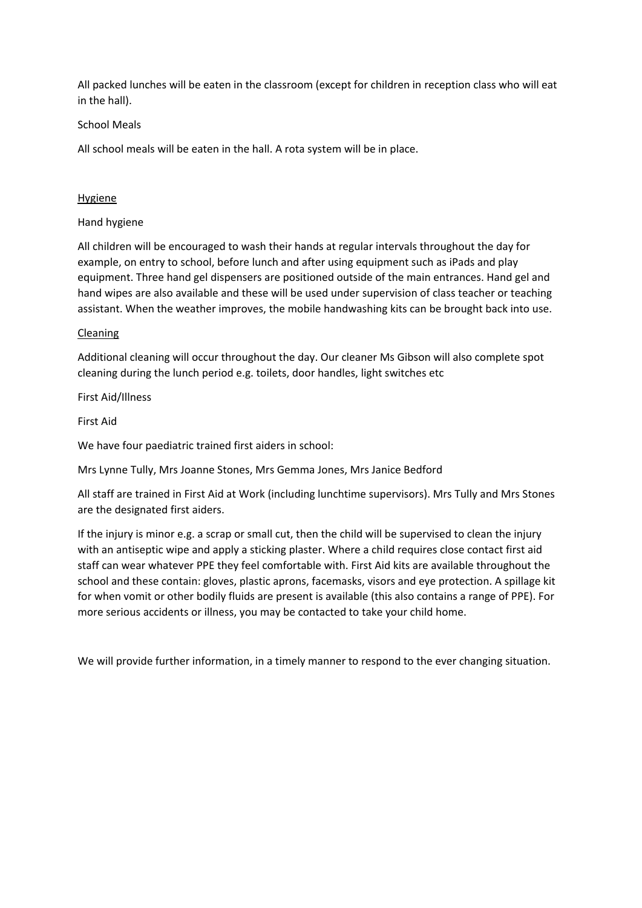All packed lunches will be eaten in the classroom (except for children in reception class who will eat in the hall).

School Meals

All school meals will be eaten in the hall. A rota system will be in place.

<u>Hygiene</u>

Hand hygiene

All children will be encouraged to wash their hands at regular intervals throughout the day for example, on entry to school, before lunch and after using equipment such as iPads and play equipment. Three hand gel dispensers are positioned outside of the main entrances. Hand gel and hand wipes are also available and these will be used under supervision of class teacher or teaching assistant. When the weather improves, the mobile handwashing kits can be brought back into use.

<u>Cleaning</u>

Additional cleaning will occur throughout the day. Our cleaner Ms Gibson will also complete spot cleaning during the lunch period e.g. toilets, door handles, light switches etc

First Aid/Illness

First Aid

We have four paediatric trained first aiders in school:

Mrs Lynne Tully, Mrs Joanne Stones, Mrs Gemma Jones, Mrs Janice Bedford

All staff are trained in First Aid at Work (including lunchtime supervisors). Mrs Tully and Mrs Stones are the designated first aiders.

If the injury is minor e.g. a scrap or small cut, then the child will be supervised to clean the injury with an antiseptic wipe and apply a sticking plaster. Where a child requires close contact first aid staff can wear whatever PPE they feel comfortable with. First Aid kits are available throughout the school and these contain: gloves, plastic aprons, facemasks, visors and eye protection. A spillage kit for when vomit or other bodily fluids are present is available (this also contains a range of PPE). For more serious accidents or illness, you may be contacted to take your child home.

We will provide further information, in a timely manner to respond to the ever changing situation.